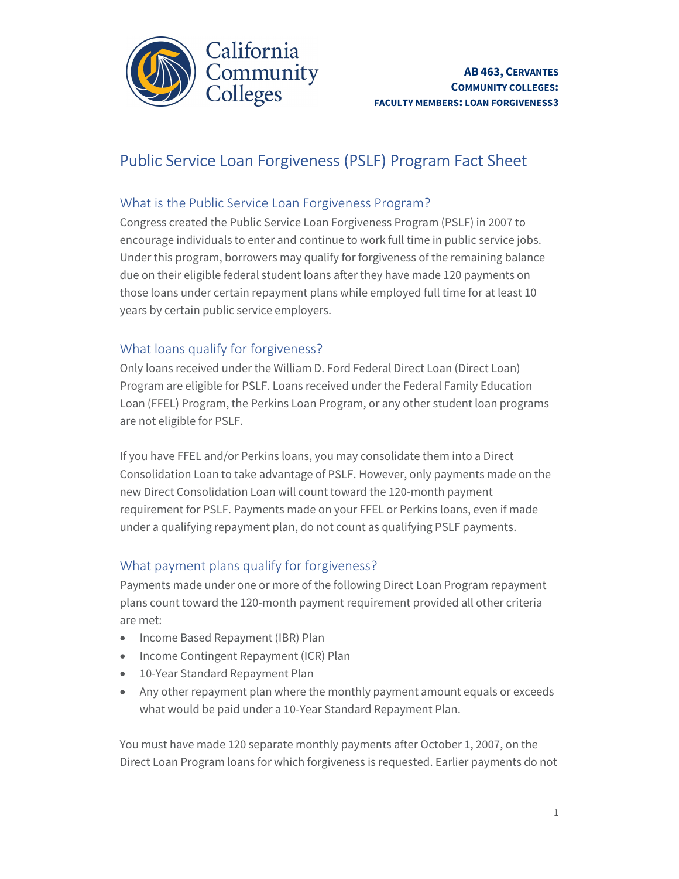**AB 463, CERVANTES**
**COMMUNITY COLLEGES:**
**FACULTY MEMBERS: LOAN FORGIVENESS3**

# Public Service Loan Forgiveness (PSLF) Program Fact Sheet

## What is the Public Service Loan Forgiveness Program?

Congress created the Public Service Loan Forgiveness Program (PSLF) in 2007 to encourage individuals to enter and continue to work full time in public service jobs. Under this program, borrowers may qualify for forgiveness of the remaining balance due on their eligible federal student loans after they have made 120 payments on those loans under certain repayment plans while employed full time for at least 10 years by certain public service employers.

## What loans qualify for forgiveness?

Only loans received under the William D. Ford Federal Direct Loan (Direct Loan) Program are eligible for PSLF. Loans received under the Federal Family Education Loan (FFEL) Program, the Perkins Loan Program, or any other student loan programs are not eligible for PSLF.

If you have FFEL and/or Perkins loans, you may consolidate them into a Direct Consolidation Loan to take advantage of PSLF. However, only payments made on the new Direct Consolidation Loan will count toward the 120-month payment requirement for PSLF. Payments made on your FFEL or Perkins loans, even if made under a qualifying repayment plan, do not count as qualifying PSLF payments.

## What payment plans qualify for forgiveness?

Payments made under one or more of the following Direct Loan Program repayment plans count toward the 120-month payment requirement provided all other criteria are met:

- Income Based Repayment (IBR) Plan
- Income Contingent Repayment (ICR) Plan
- 10-Year Standard Repayment Plan
- Any other repayment plan where the monthly payment amount equals or exceeds what would be paid under a 10-Year Standard Repayment Plan.

You must have made 120 separate monthly payments after October 1, 2007, on the Direct Loan Program loans for which forgiveness is requested. Earlier payments do not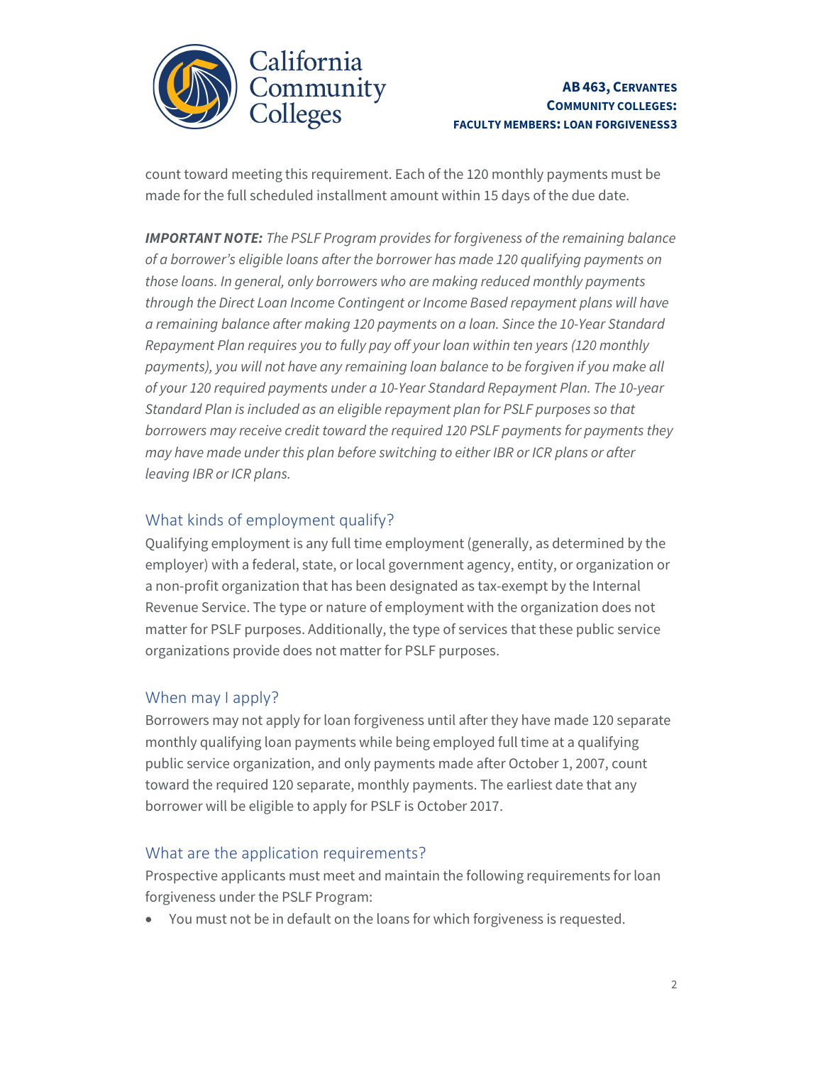count toward meeting this requirement. Each of the 120 monthly payments must be made for the full scheduled installment amount within 15 days of the due date.

***IMPORTANT NOTE:*** *The PSLF Program provides for forgiveness of the remaining balance of a borrower's eligible loans after the borrower has made 120 qualifying payments on those loans. In general, only borrowers who are making reduced monthly payments through the Direct Loan Income Contingent or Income Based repayment plans will have a remaining balance after making 120 payments on a loan. Since the 10-Year Standard Repayment Plan requires you to fully pay off your loan within ten years (120 monthly payments), you will not have any remaining loan balance to be forgiven if you make all of your 120 required payments under a 10-Year Standard Repayment Plan. The 10-year Standard Plan is included as an eligible repayment plan for PSLF purposes so that borrowers may receive credit toward the required 120 PSLF payments for payments they may have made under this plan before switching to either IBR or ICR plans or after leaving IBR or ICR plans.*

## What kinds of employment qualify?

Qualifying employment is any full time employment (generally, as determined by the employer) with a federal, state, or local government agency, entity, or organization or a non-profit organization that has been designated as tax-exempt by the Internal Revenue Service. The type or nature of employment with the organization does not matter for PSLF purposes. Additionally, the type of services that these public service organizations provide does not matter for PSLF purposes.

## When may I apply?

Borrowers may not apply for loan forgiveness until after they have made 120 separate monthly qualifying loan payments while being employed full time at a qualifying public service organization, and only payments made after October 1, 2007, count toward the required 120 separate, monthly payments. The earliest date that any borrower will be eligible to apply for PSLF is October 2017.

## What are the application requirements?

Prospective applicants must meet and maintain the following requirements for loan forgiveness under the PSLF Program:

- You must not be in default on the loans for which forgiveness is requested.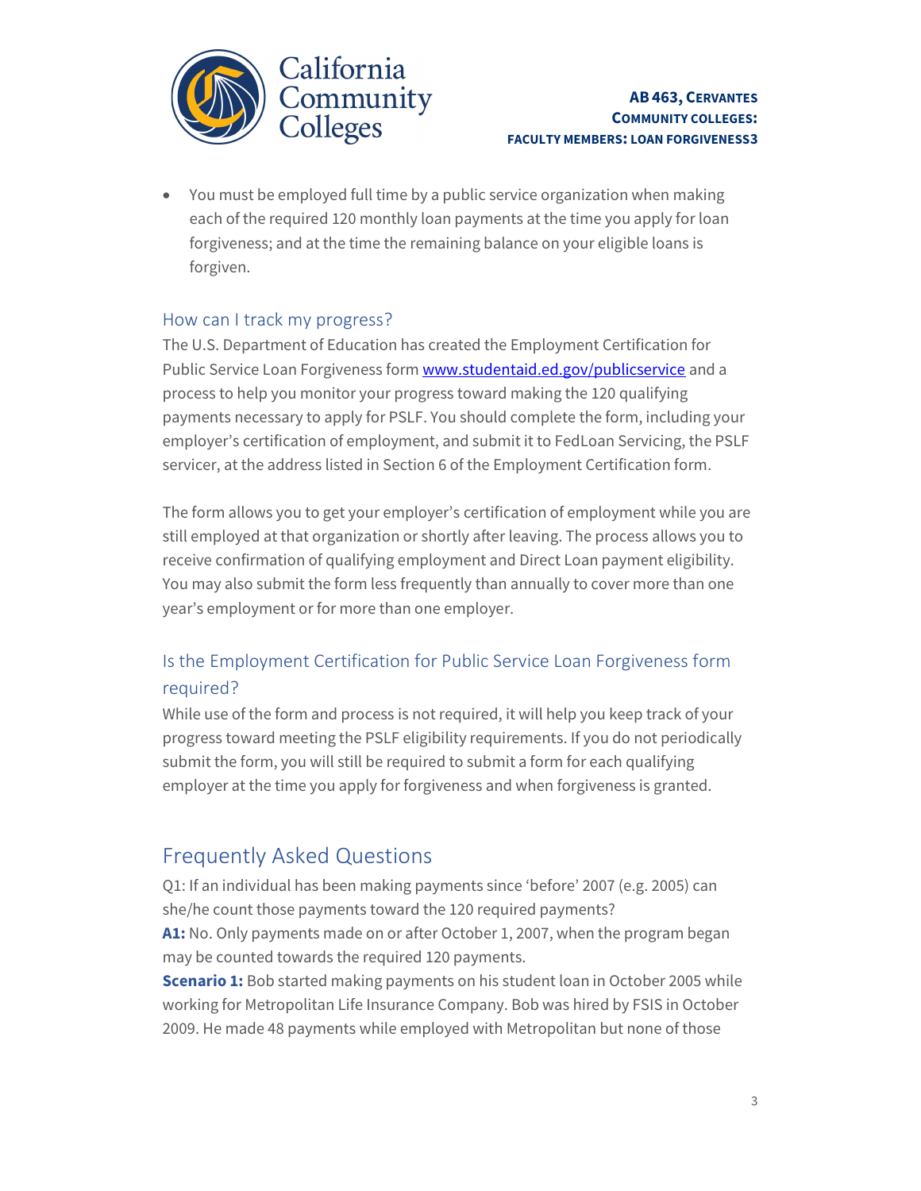- You must be employed full time by a public service organization when making each of the required 120 monthly loan payments at the time you apply for loan forgiveness; and at the time the remaining balance on your eligible loans is forgiven.

### How can I track my progress?

The U.S. Department of Education has created the Employment Certification for Public Service Loan Forgiveness form [www.studentaid.ed.gov/publicservice](http://www.studentaid.ed.gov/publicservice) and a process to help you monitor your progress toward making the 120 qualifying payments necessary to apply for PSLF. You should complete the form, including your employer's certification of employment, and submit it to FedLoan Servicing, the PSLF servicer, at the address listed in Section 6 of the Employment Certification form.

The form allows you to get your employer's certification of employment while you are still employed at that organization or shortly after leaving. The process allows you to receive confirmation of qualifying employment and Direct Loan payment eligibility. You may also submit the form less frequently than annually to cover more than one year's employment or for more than one employer.

### Is the Employment Certification for Public Service Loan Forgiveness form required?

While use of the form and process is not required, it will help you keep track of your progress toward meeting the PSLF eligibility requirements. If you do not periodically submit the form, you will still be required to submit a form for each qualifying employer at the time you apply for forgiveness and when forgiveness is granted.

## Frequently Asked Questions

Q1: If an individual has been making payments since 'before' 2007 (e.g. 2005) can she/he count those payments toward the 120 required payments?

**A1:** No. Only payments made on or after October 1, 2007, when the program began may be counted towards the required 120 payments.

**Scenario 1:** Bob started making payments on his student loan in October 2005 while working for Metropolitan Life Insurance Company. Bob was hired by FSIS in October 2009. He made 48 payments while employed with Metropolitan but none of those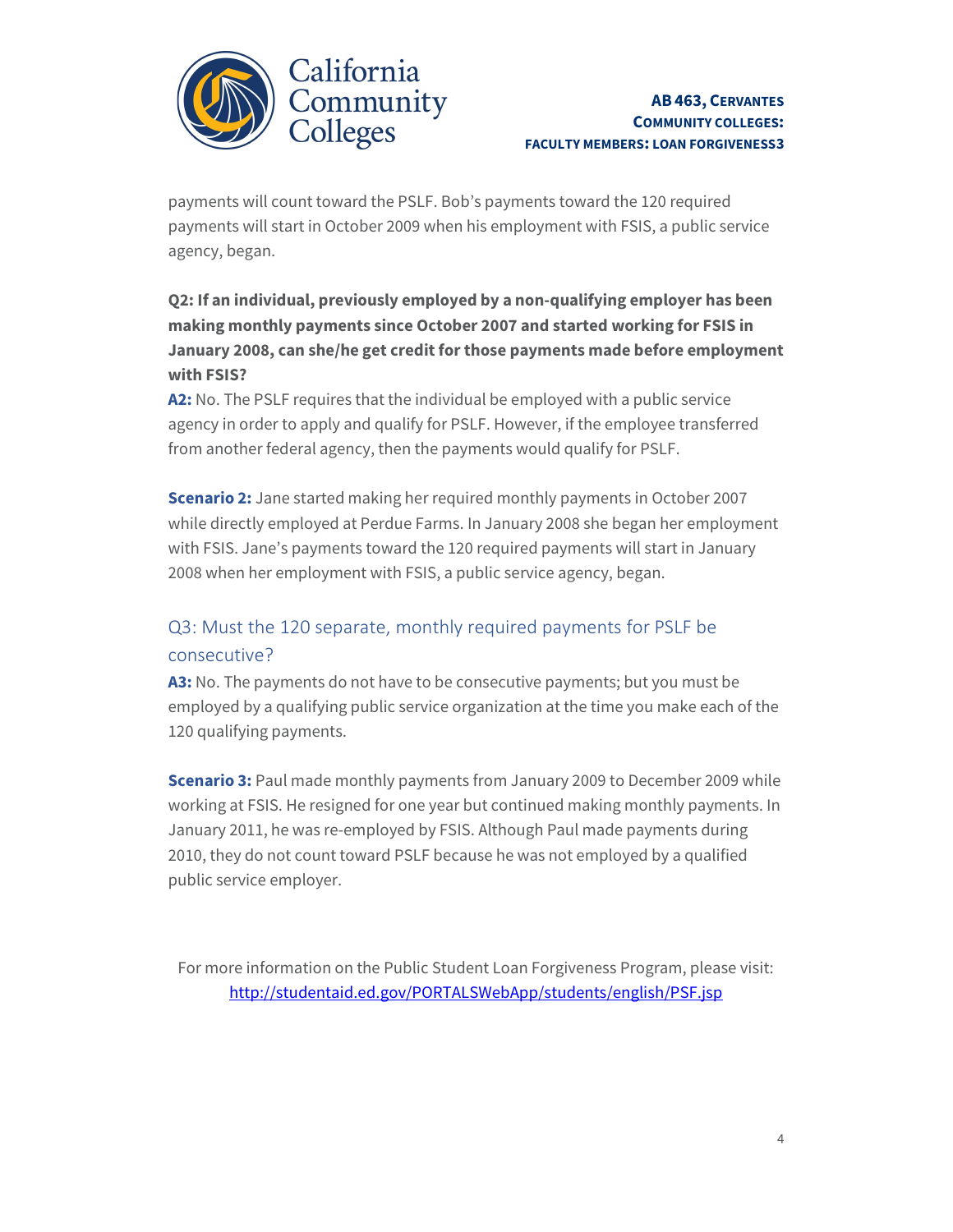payments will count toward the PSLF. Bob's payments toward the 120 required payments will start in October 2009 when his employment with FSIS, a public service agency, began.

**Q2: If an individual, previously employed by a non-qualifying employer has been making monthly payments since October 2007 and started working for FSIS in January 2008, can she/he get credit for those payments made before employment with FSIS?**

**A2:** No. The PSLF requires that the individual be employed with a public service agency in order to apply and qualify for PSLF. However, if the employee transferred from another federal agency, then the payments would qualify for PSLF.

**Scenario 2:** Jane started making her required monthly payments in October 2007 while directly employed at Perdue Farms. In January 2008 she began her employment with FSIS. Jane's payments toward the 120 required payments will start in January 2008 when her employment with FSIS, a public service agency, began.

### Q3: Must the 120 separate, monthly required payments for PSLF be consecutive?

**A3:** No. The payments do not have to be consecutive payments; but you must be employed by a qualifying public service organization at the time you make each of the 120 qualifying payments.

**Scenario 3:** Paul made monthly payments from January 2009 to December 2009 while working at FSIS. He resigned for one year but continued making monthly payments. In January 2011, he was re-employed by FSIS. Although Paul made payments during 2010, they do not count toward PSLF because he was not employed by a qualified public service employer.

For more information on the Public Student Loan Forgiveness Program, please visit: [http://studentaid.ed.gov/PORTALSWebApp/students/english/PSF.jsp](http://studentaid.ed.gov/PORTALSWebApp/students/english/PSF.jsp)